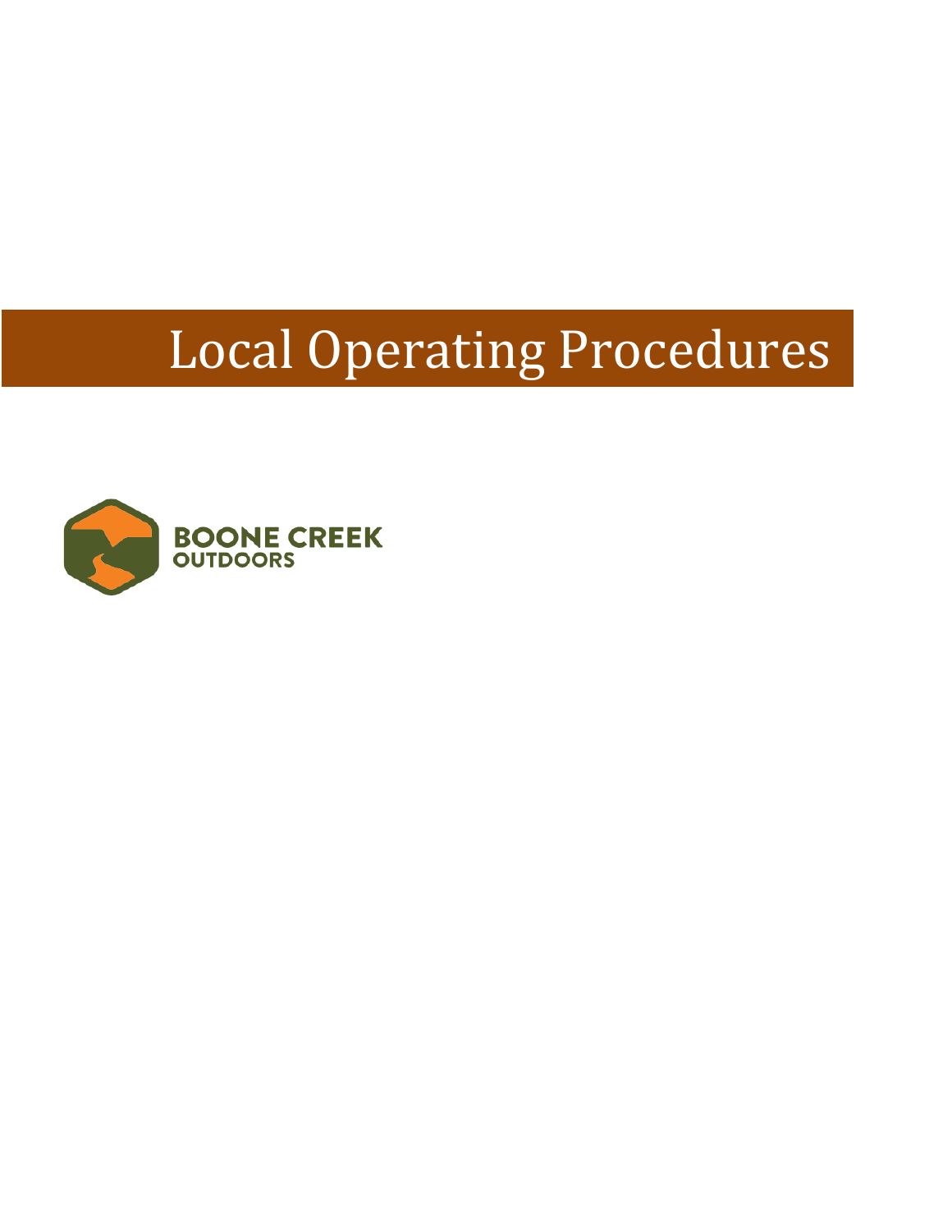# Local Operating Procedures

BOONE CREEK
OUTDOORS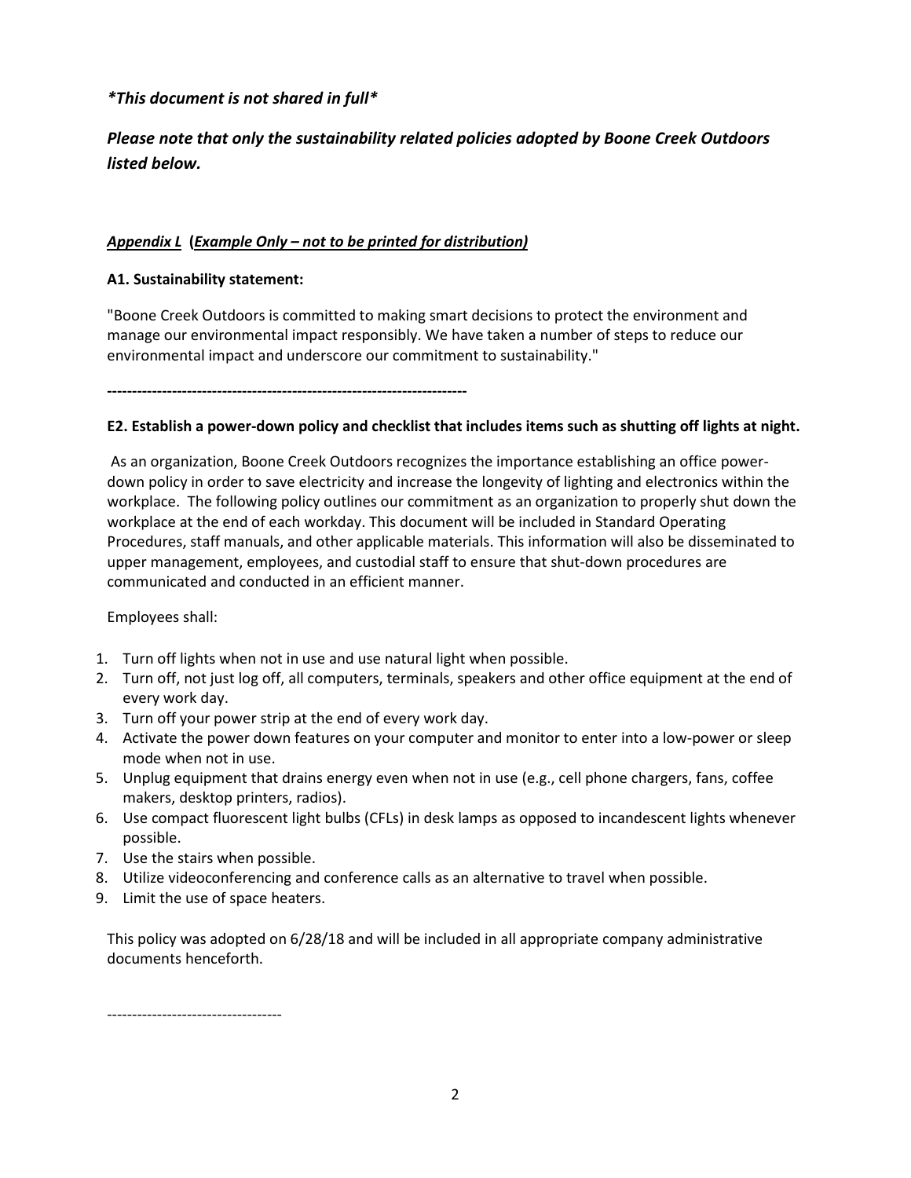*\*This document is not shared in full\**

*Please note that only the sustainability related policies adopted by Boone Creek Outdoors listed below.*

***Appendix L* (*Example Only – not to be printed for distribution)***

**A1. Sustainability statement:**

"Boone Creek Outdoors is committed to making smart decisions to protect the environment and manage our environmental impact responsibly. We have taken a number of steps to reduce our environmental impact and underscore our commitment to sustainability."

------------------------------------------------------------------------

**E2. Establish a power-down policy and checklist that includes items such as shutting off lights at night.**

As an organization, Boone Creek Outdoors recognizes the importance establishing an office power-down policy in order to save electricity and increase the longevity of lighting and electronics within the workplace. The following policy outlines our commitment as an organization to properly shut down the workplace at the end of each workday. This document will be included in Standard Operating Procedures, staff manuals, and other applicable materials. This information will also be disseminated to upper management, employees, and custodial staff to ensure that shut-down procedures are communicated and conducted in an efficient manner.

Employees shall:

1. Turn off lights when not in use and use natural light when possible.
2. Turn off, not just log off, all computers, terminals, speakers and other office equipment at the end of every work day.
3. Turn off your power strip at the end of every work day.
4. Activate the power down features on your computer and monitor to enter into a low-power or sleep mode when not in use.
5. Unplug equipment that drains energy even when not in use (e.g., cell phone chargers, fans, coffee makers, desktop printers, radios).
6. Use compact fluorescent light bulbs (CFLs) in desk lamps as opposed to incandescent lights whenever possible.
7. Use the stairs when possible.
8. Utilize videoconferencing and conference calls as an alternative to travel when possible.
9. Limit the use of space heaters.

This policy was adopted on 6/28/18 and will be included in all appropriate company administrative documents henceforth.

-----------------------------------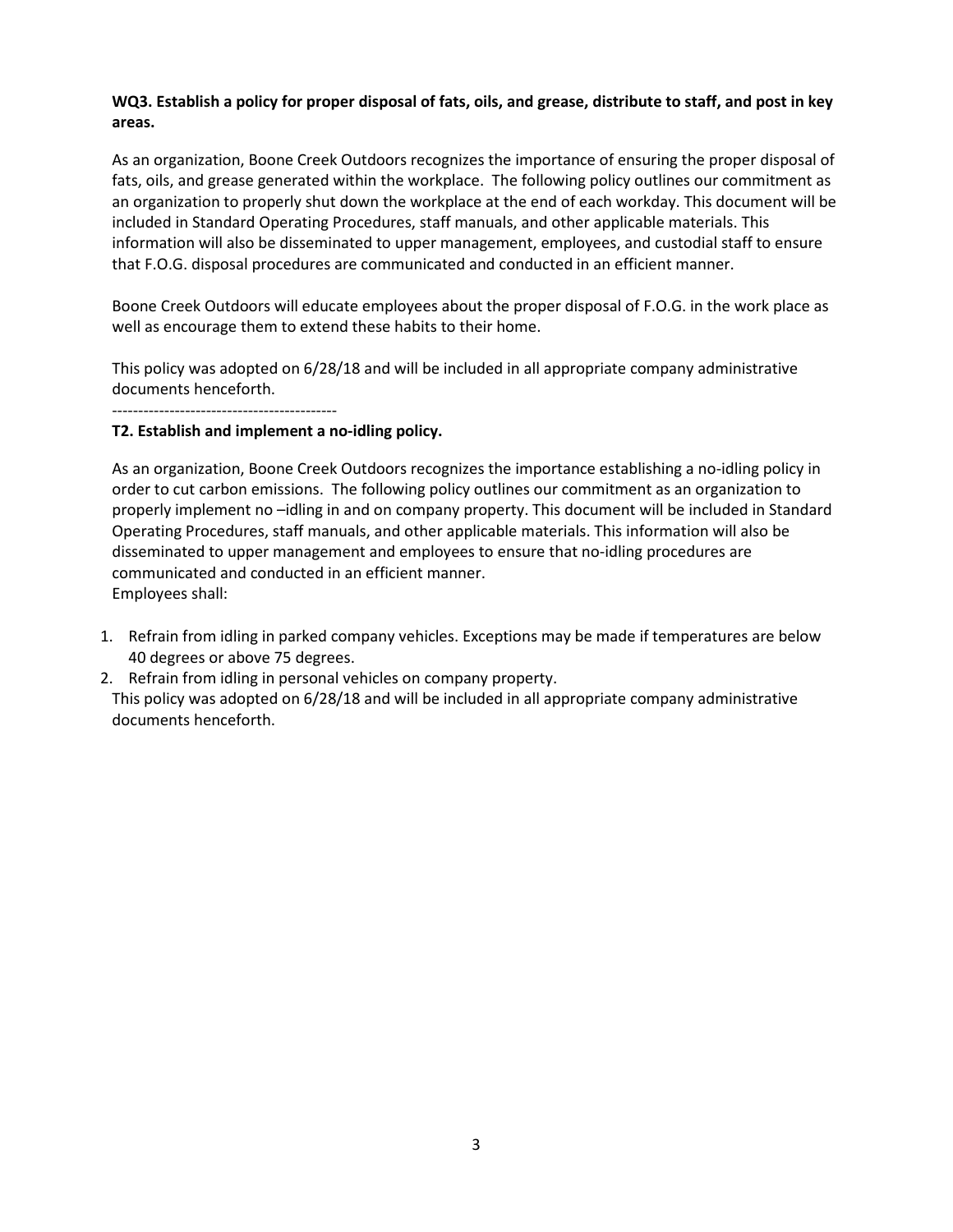**WQ3. Establish a policy for proper disposal of fats, oils, and grease, distribute to staff, and post in key areas.**

As an organization, Boone Creek Outdoors recognizes the importance of ensuring the proper disposal of fats, oils, and grease generated within the workplace. The following policy outlines our commitment as an organization to properly shut down the workplace at the end of each workday. This document will be included in Standard Operating Procedures, staff manuals, and other applicable materials. This information will also be disseminated to upper management, employees, and custodial staff to ensure that F.O.G. disposal procedures are communicated and conducted in an efficient manner.

Boone Creek Outdoors will educate employees about the proper disposal of F.O.G. in the work place as well as encourage them to extend these habits to their home.

This policy was adopted on 6/28/18 and will be included in all appropriate company administrative documents henceforth.

--------------------------------------------

**T2. Establish and implement a no-idling policy.**

As an organization, Boone Creek Outdoors recognizes the importance establishing a no-idling policy in order to cut carbon emissions. The following policy outlines our commitment as an organization to properly implement no –idling in and on company property. This document will be included in Standard Operating Procedures, staff manuals, and other applicable materials. This information will also be disseminated to upper management and employees to ensure that no-idling procedures are communicated and conducted in an efficient manner.
Employees shall:

1. Refrain from idling in parked company vehicles. Exceptions may be made if temperatures are below 40 degrees or above 75 degrees.
2. Refrain from idling in personal vehicles on company property.

This policy was adopted on 6/28/18 and will be included in all appropriate company administrative documents henceforth.